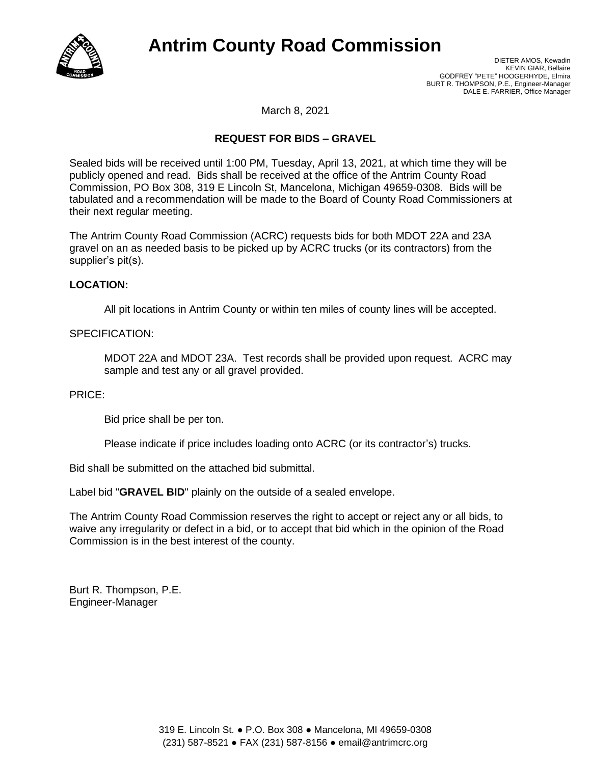# Antrim County Road Commission

DIETER AMOS, Kewadin
KEVIN GIAR, Bellaire
GODFREY "PETE" HOOGERHYDE, Elmira
BURT R. THOMPSON, P.E., Engineer-Manager
DALE E. FARRIER, Office Manager

March 8, 2021

**REQUEST FOR BIDS – GRAVEL**

Sealed bids will be received until 1:00 PM, Tuesday, April 13, 2021, at which time they will be publicly opened and read. Bids shall be received at the office of the Antrim County Road Commission, PO Box 308, 319 E Lincoln St, Mancelona, Michigan 49659-0308. Bids will be tabulated and a recommendation will be made to the Board of County Road Commissioners at their next regular meeting.

The Antrim County Road Commission (ACRC) requests bids for both MDOT 22A and 23A gravel on an as needed basis to be picked up by ACRC trucks (or its contractors) from the supplier's pit(s).

**LOCATION:**

All pit locations in Antrim County or within ten miles of county lines will be accepted.

SPECIFICATION:

MDOT 22A and MDOT 23A. Test records shall be provided upon request. ACRC may sample and test any or all gravel provided.

PRICE:

Bid price shall be per ton.

Please indicate if price includes loading onto ACRC (or its contractor's) trucks.

Bid shall be submitted on the attached bid submittal.

Label bid "**GRAVEL BID**" plainly on the outside of a sealed envelope.

The Antrim County Road Commission reserves the right to accept or reject any or all bids, to waive any irregularity or defect in a bid, or to accept that bid which in the opinion of the Road Commission is in the best interest of the county.

Burt R. Thompson, P.E.
Engineer-Manager

319 E. Lincoln St. ● P.O. Box 308 ● Mancelona, MI 49659-0308
(231) 587-8521 ● FAX (231) 587-8156 ● email@antrimcrc.org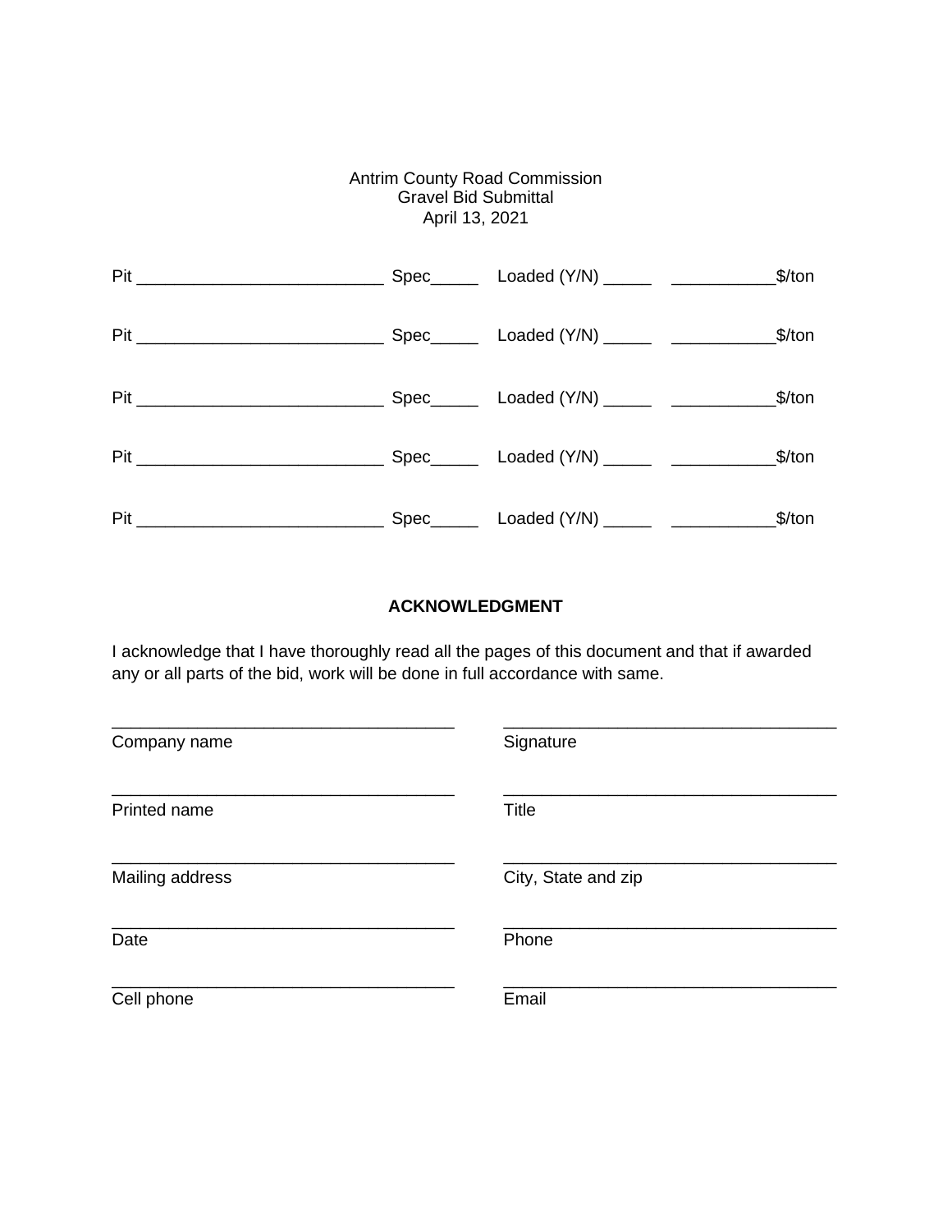Antrim County Road Commission
Gravel Bid Submittal
April 13, 2021

Pit _________________________ Spec_____ Loaded (Y/N) _____ ___________$/ton

Pit _________________________ Spec_____ Loaded (Y/N) _____ ___________$/ton

Pit _________________________ Spec_____ Loaded (Y/N) _____ ___________$/ton

Pit _________________________ Spec_____ Loaded (Y/N) _____ ___________$/ton

Pit _________________________ Spec_____ Loaded (Y/N) _____ ___________$/ton

**ACKNOWLEDGMENT**

I acknowledge that I have thoroughly read all the pages of this document and that if awarded any or all parts of the bid, work will be done in full accordance with same.

___________________________________
Company name

___________________________________
Signature

___________________________________
Printed name

___________________________________
Title

___________________________________
Mailing address

___________________________________
City, State and zip

___________________________________
Date

___________________________________
Phone

___________________________________
Cell phone

___________________________________
Email